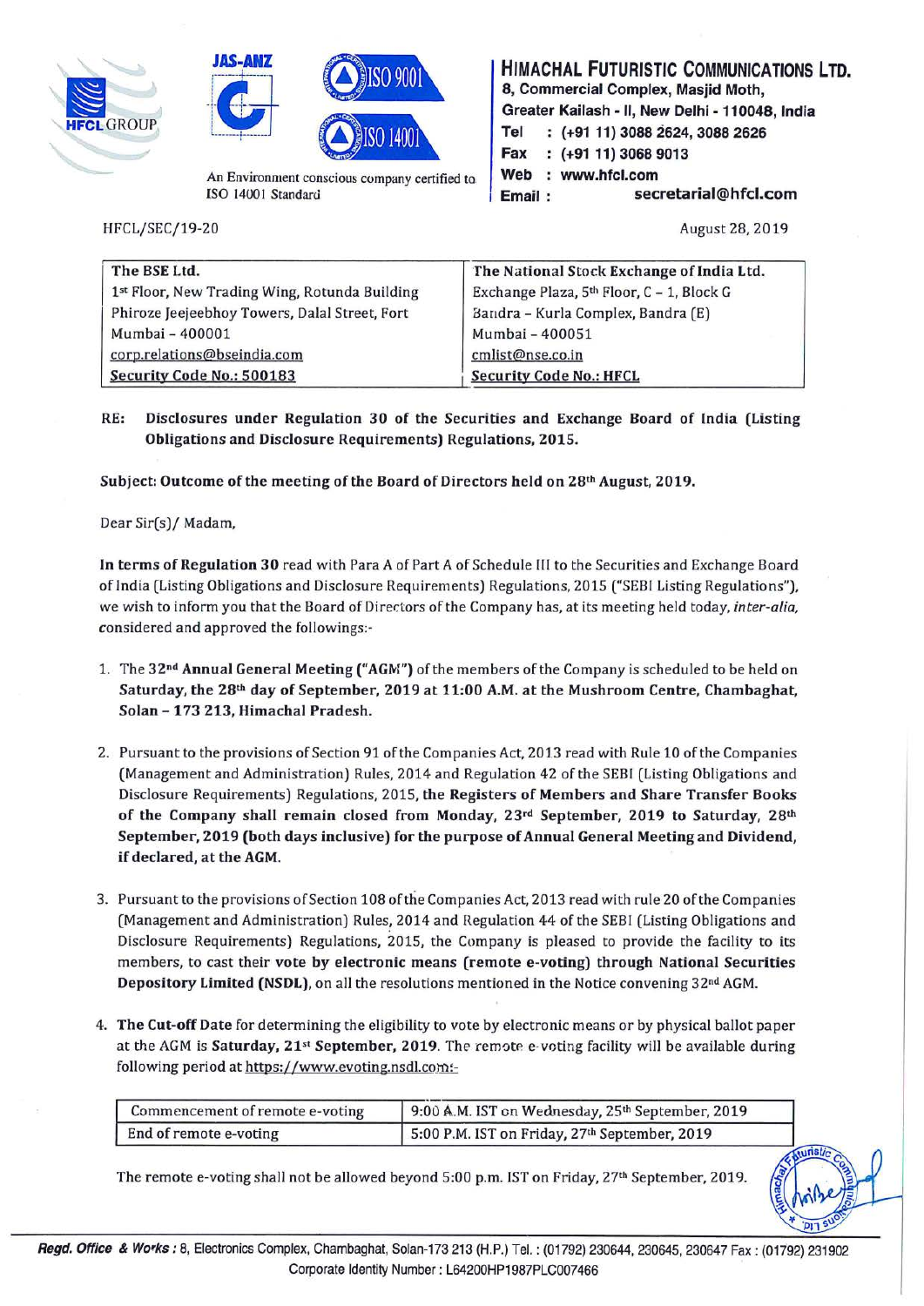# HIMACHAL FUTURISTIC COMMUNICATIONS LTD.

8, Commercial Complex, Masjid Moth,
Greater Kailash - II, New Delhi - 110048, India
Tel : (+91 11) 3088 2624, 3088 2626
Fax : (+91 11) 3068 9013
Web : www.hfcl.com
Email : secretarial@hfcl.com

An Environment conscious company certified to ISO 14001 Standard

HFCL/SEC/19-20

August 28, 2019

| The BSE Ltd. | The National Stock Exchange of India Ltd. |
|---|---|
| 1st Floor, New Trading Wing, Rotunda Building | Exchange Plaza, 5th Floor, C – 1, Block G |
| Phiroze Jeejeebhoy Towers, Dalal Street, Fort | Bandra – Kurla Complex, Bandra (E) |
| Mumbai – 400001 | Mumbai – 400051 |
| corp.relations@bseindia.com | cmlist@nse.co.in |
| **Security Code No.: 500183** | **Security Code No.: HFCL** |

**RE: Disclosures under Regulation 30 of the Securities and Exchange Board of India (Listing Obligations and Disclosure Requirements) Regulations, 2015.**

**Subject: Outcome of the meeting of the Board of Directors held on 28th August, 2019.**

Dear Sir(s)/ Madam,

**In terms of Regulation 30** read with Para A of Part A of Schedule III to the Securities and Exchange Board of India (Listing Obligations and Disclosure Requirements) Regulations, 2015 ("SEBI Listing Regulations"), we wish to inform you that the Board of Directors of the Company has, at its meeting held today, *inter-alia*, considered and approved the followings:-

1. The **32nd Annual General Meeting ("AGM")** of the members of the Company is scheduled to be held on **Saturday, the 28th day of September, 2019 at 11:00 A.M. at the Mushroom Centre, Chambaghat, Solan – 173 213, Himachal Pradesh.**

2. Pursuant to the provisions of Section 91 of the Companies Act, 2013 read with Rule 10 of the Companies (Management and Administration) Rules, 2014 and Regulation 42 of the SEBI (Listing Obligations and Disclosure Requirements) Regulations, 2015, **the Registers of Members and Share Transfer Books of the Company shall remain closed from Monday, 23rd September, 2019 to Saturday, 28th September, 2019 (both days inclusive) for the purpose of Annual General Meeting and Dividend, if declared, at the AGM.**

3. Pursuant to the provisions of Section 108 of the Companies Act, 2013 read with rule 20 of the Companies (Management and Administration) Rules, 2014 and Regulation 44 of the SEBI (Listing Obligations and Disclosure Requirements) Regulations, 2015, the Company is pleased to provide the facility to its members, to cast their **vote by electronic means (remote e-voting) through National Securities Depository Limited (NSDL)**, on all the resolutions mentioned in the Notice convening 32nd AGM.

4. **The Cut-off Date** for determining the eligibility to vote by electronic means or by physical ballot paper at the AGM is **Saturday, 21st September, 2019**. The remote e-voting facility will be available during following period at https://www.evoting.nsdl.com:-

| Commencement of remote e-voting | 9:00 A.M. IST on Wednesday, 25th September, 2019 |
|---|---|
| End of remote e-voting | 5:00 P.M. IST on Friday, 27th September, 2019 |

The remote e-voting shall not be allowed beyond 5:00 p.m. IST on Friday, 27th September, 2019.

**Regd. Office & Works :** 8, Electronics Complex, Chambaghat, Solan-173 213 (H.P.) Tel. : (01792) 230644, 230645, 230647 Fax : (01792) 231902
Corporate Identity Number : L64200HP1987PLC007466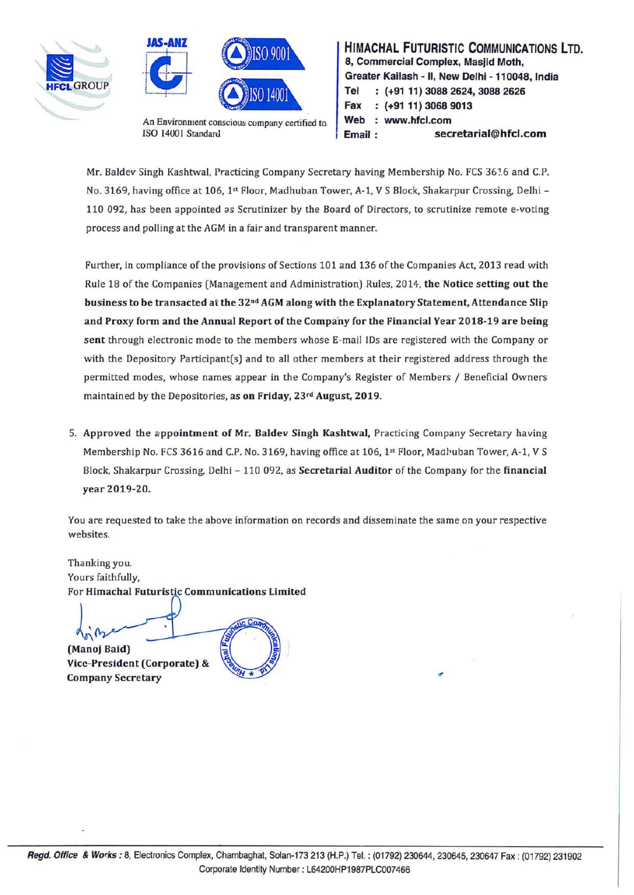**HIMACHAL FUTURISTIC COMMUNICATIONS LTD.**
8, Commercial Complex, Masjid Moth,
Greater Kailash - II, New Delhi - 110048, India
Tel : (+91 11) 3088 2624, 3088 2626
Fax : (+91 11) 3068 9013
Web : www.hfcl.com
Email : secretarial@hfcl.com

An Environment conscious company certified to ISO 14001 Standard

Mr. Baldev Singh Kashtwal, Practicing Company Secretary having Membership No. FCS 3616 and C.P. No. 3169, having office at 106, 1st Floor, Madhuban Tower, A-1, V S Block, Shakarpur Crossing, Delhi – 110 092, has been appointed as Scrutinizer by the Board of Directors, to scrutinize remote e-voting process and polling at the AGM in a fair and transparent manner.

Further, in compliance of the provisions of Sections 101 and 136 of the Companies Act, 2013 read with Rule 18 of the Companies (Management and Administration) Rules, 2014, **the Notice setting out the business to be transacted at the 32nd AGM along with the Explanatory Statement, Attendance Slip and Proxy form and the Annual Report of the Company for the Financial Year 2018-19 are being sent** through electronic mode to the members whose E-mail IDs are registered with the Company or with the Depository Participant(s) and to all other members at their registered address through the permitted modes, whose names appear in the Company's Register of Members / Beneficial Owners maintained by the Depositories, **as on Friday, 23rd August, 2019.**

5. **Approved the appointment of Mr. Baldev Singh Kashtwal,** Practicing Company Secretary having Membership No. FCS 3616 and C.P. No. 3169, having office at 106, 1st Floor, Madhuban Tower, A-1, V S Block, Shakarpur Crossing, Delhi – 110 092, as **Secretarial Auditor** of the Company for the **financial year 2019-20.**

You are requested to take the above information on records and disseminate the same on your respective websites.

Thanking you.
Yours faithfully,
For **Himachal Futuristic Communications Limited**

**(Manoj Baid)**
**Vice-President (Corporate) &**
**Company Secretary**

**Regd. Office & Works :** 8, Electronics Complex, Chambaghat, Solan-173 213 (H.P.) Tel. : (01792) 230644, 230645, 230647 Fax : (01792) 231902
Corporate Identity Number : L64200HP1987PLC007466